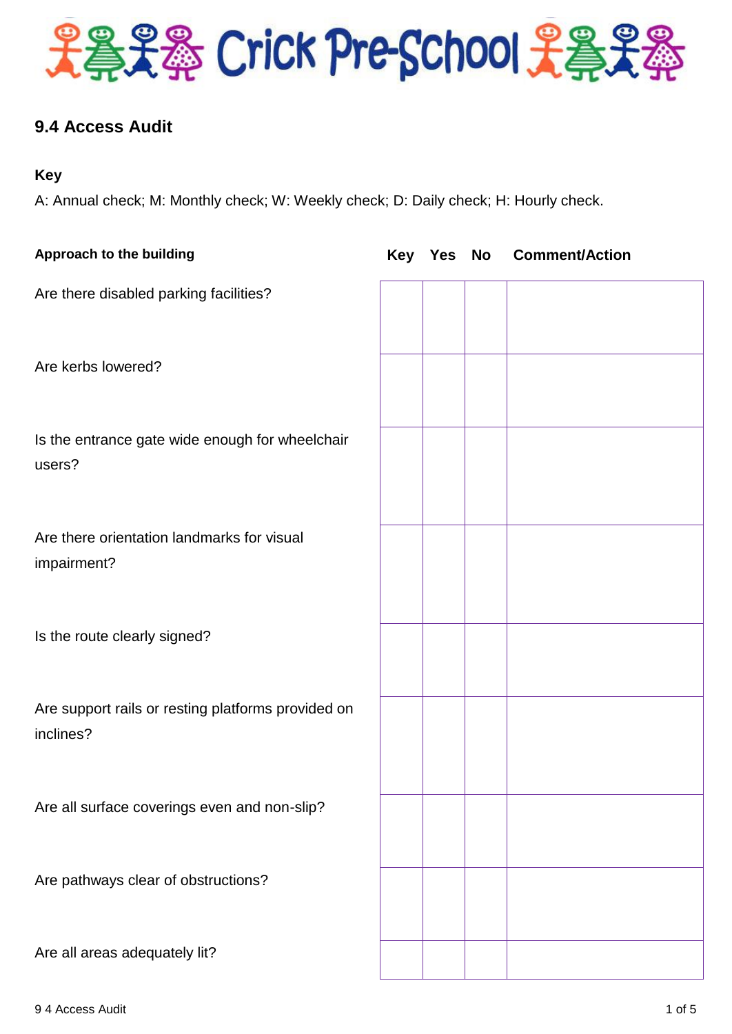# Crick Pre-School

## 9.4 Access Audit

**Key**

A: Annual check; M: Monthly check; W: Weekly check; D: Daily check; H: Hourly check.

| **Approach to the building** | **Key** | **Yes** | **No** | **Comment/Action** |
|---|---|---|---|---|
| Are there disabled parking facilities? | | | | |
| Are kerbs lowered? | | | | |
| Is the entrance gate wide enough for wheelchair users? | | | | |
| Are there orientation landmarks for visual impairment? | | | | |
| Is the route clearly signed? | | | | |
| Are support rails or resting platforms provided on inclines? | | | | |
| Are all surface coverings even and non-slip? | | | | |
| Are pathways clear of obstructions? | | | | |
| Are all areas adequately lit? | | | | |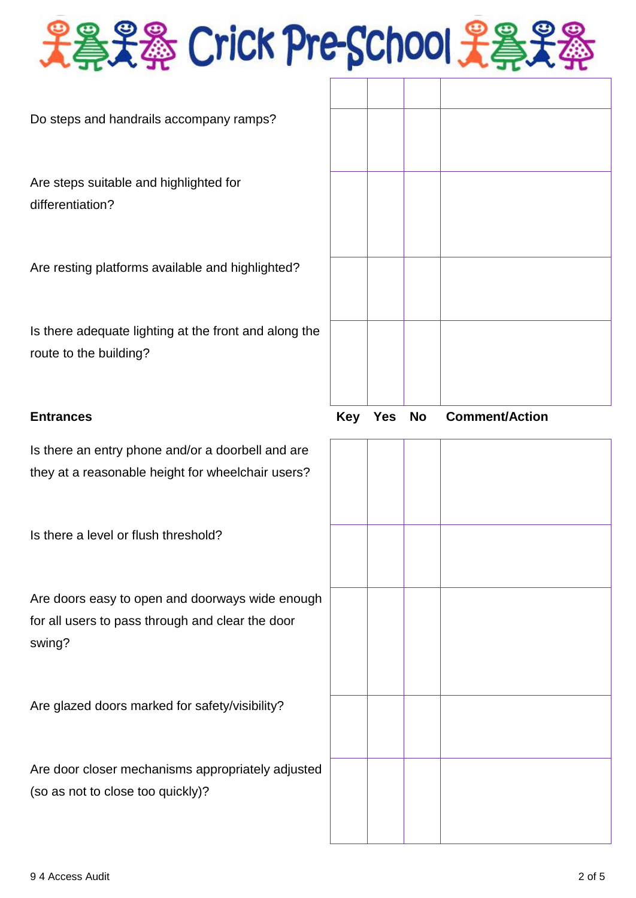# Crick Pre-School

| | Key | Yes | No | Comment/Action |
|---|---|---|---|---|
| Do steps and handrails accompany ramps? | | | | |
| Are steps suitable and highlighted for differentiation? | | | | |
| Are resting platforms available and highlighted? | | | | |
| Is there adequate lighting at the front and along the route to the building? | | | | |

| **Entrances** | **Key** | **Yes** | **No** | **Comment/Action** |
|---|---|---|---|---|
| Is there an entry phone and/or a doorbell and are they at a reasonable height for wheelchair users? | | | | |
| Is there a level or flush threshold? | | | | |
| Are doors easy to open and doorways wide enough for all users to pass through and clear the door swing? | | | | |
| Are glazed doors marked for safety/visibility? | | | | |
| Are door closer mechanisms appropriately adjusted (so as not to close too quickly)? | | | | |

9 4 Access Audit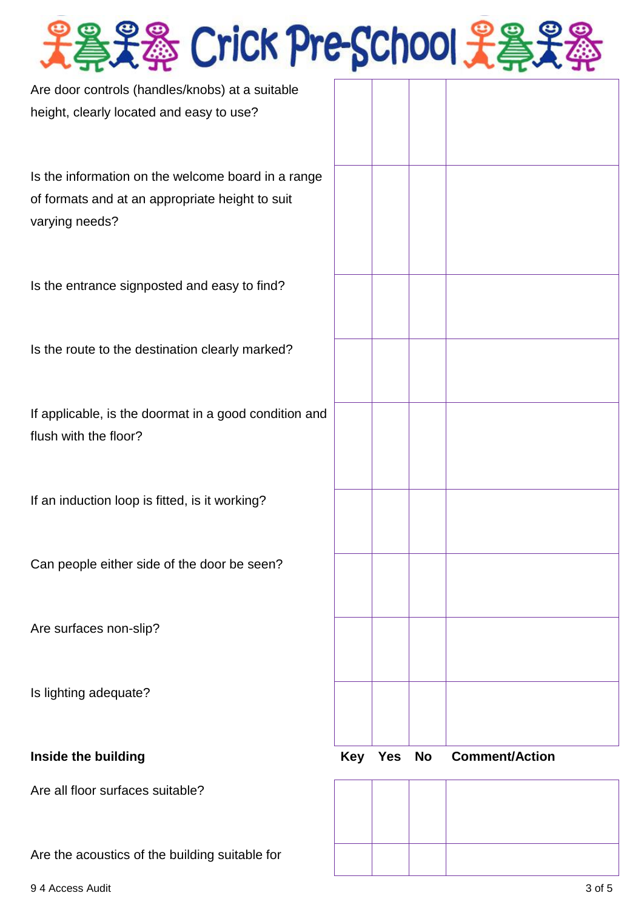# Crick Pre-School

| | Key | Yes | No | Comment/Action |
|---|---|---|---|---|
| Are door controls (handles/knobs) at a suitable height, clearly located and easy to use? | | | | |
| Is the information on the welcome board in a range of formats and at an appropriate height to suit varying needs? | | | | |
| Is the entrance signposted and easy to find? | | | | |
| Is the route to the destination clearly marked? | | | | |
| If applicable, is the doormat in a good condition and flush with the floor? | | | | |
| If an induction loop is fitted, is it working? | | | | |
| Can people either side of the door be seen? | | | | |
| Are surfaces non-slip? | | | | |
| Is lighting adequate? | | | | |

| **Inside the building** | **Key** | **Yes** | **No** | **Comment/Action** |
|---|---|---|---|---|
| Are all floor surfaces suitable? | | | | |
| Are the acoustics of the building suitable for | | | | |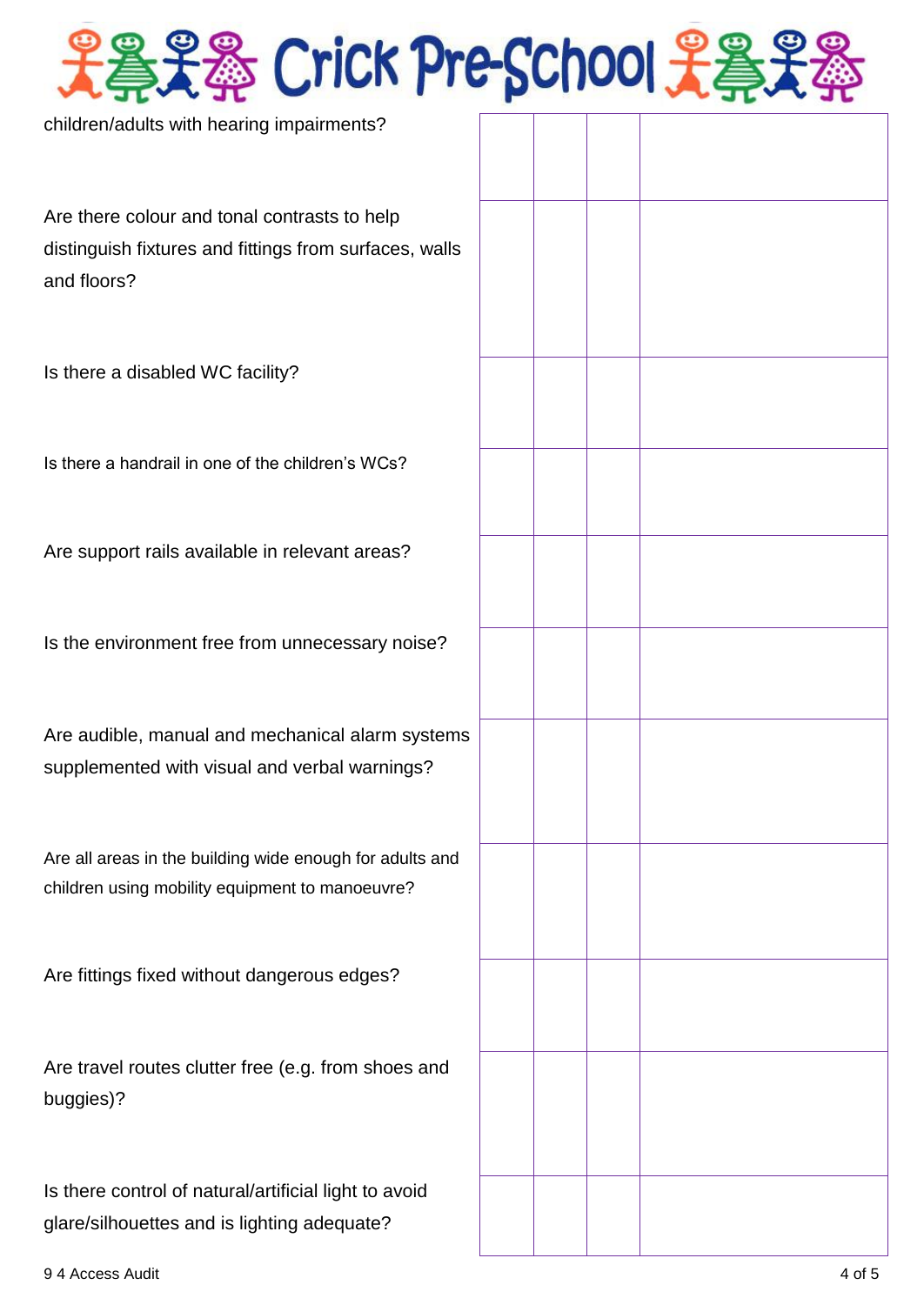| | | | | |
|---|---|---|---|---|
| children/adults with hearing impairments? | | | | |
| Are there colour and tonal contrasts to help distinguish fixtures and fittings from surfaces, walls and floors? | | | | |
| Is there a disabled WC facility? | | | | |
| Is there a handrail in one of the children's WCs? | | | | |
| Are support rails available in relevant areas? | | | | |
| Is the environment free from unnecessary noise? | | | | |
| Are audible, manual and mechanical alarm systems supplemented with visual and verbal warnings? | | | | |
| Are all areas in the building wide enough for adults and children using mobility equipment to manoeuvre? | | | | |
| Are fittings fixed without dangerous edges? | | | | |
| Are travel routes clutter free (e.g. from shoes and buggies)? | | | | |
| Is there control of natural/artificial light to avoid glare/silhouettes and is lighting adequate? | | | | |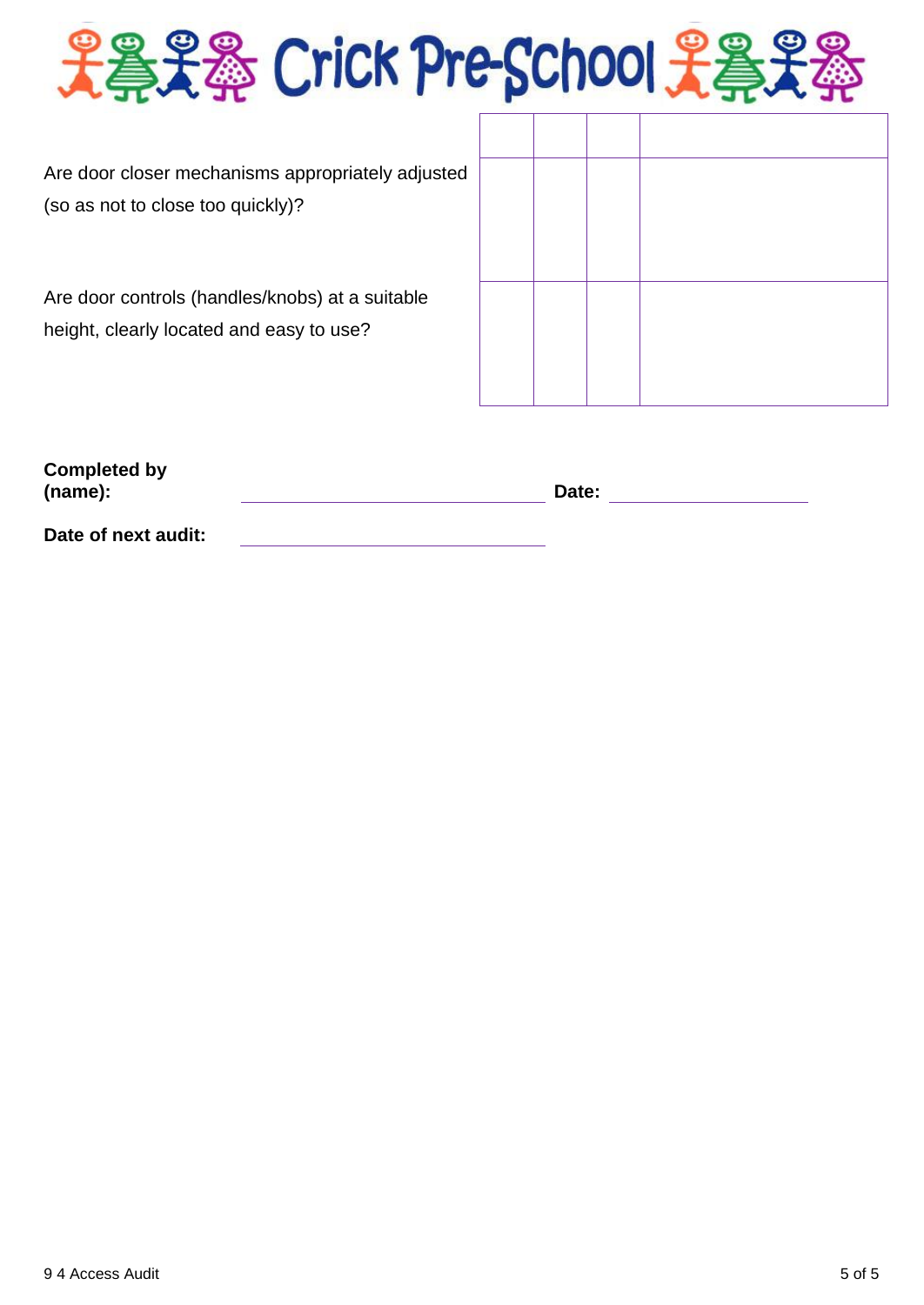# Crick Pre-School

| | | | | |
|---|---|---|---|---|
| Are door closer mechanisms appropriately adjusted (so as not to close too quickly)? | | | | |
| Are door controls (handles/knobs) at a suitable height, clearly located and easy to use? | | | | |

**Completed by (name):** ____________________ **Date:** ____________________

**Date of next audit:** ____________________